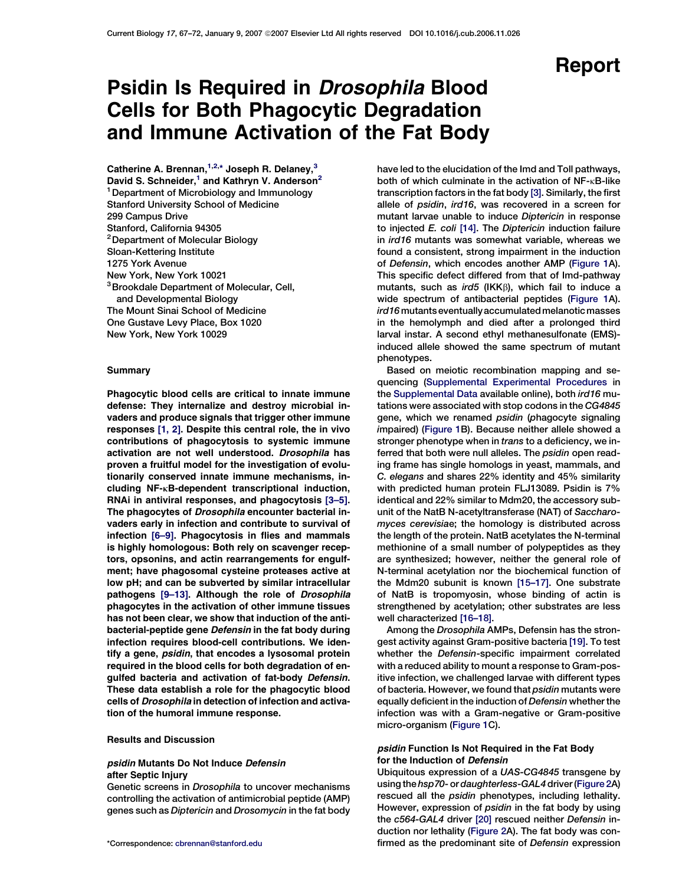Report

# Psidin Is Required in *Drosophila* Blood Cells for Both Phagocytic Degradation and Immune Activation of the Fat Body

Catherine A. Brennan,[1,2,*] Joseph R. Delaney,[3] David S. Schneider,[1] and Kathryn V. Anderson[2]

[1] Department of Microbiology and Immunology
Stanford University School of Medicine
299 Campus Drive
Stanford, California 94305

[2] Department of Molecular Biology
Sloan-Kettering Institute
1275 York Avenue
New York, New York 10021

[3] Brookdale Department of Molecular, Cell, and Developmental Biology
The Mount Sinai School of Medicine
One Gustave Levy Place, Box 1020
New York, New York 10029

## Summary

**Phagocytic blood cells are critical to innate immune defense: They internalize and destroy microbial invaders and produce signals that trigger other immune responses [1, 2]. Despite this central role, the in vivo contributions of phagocytosis to systemic immune activation are not well understood. *Drosophila* has proven a fruitful model for the investigation of evolutionarily conserved innate immune mechanisms, including NF-κB-dependent transcriptional induction, RNAi in antiviral responses, and phagocytosis [3–5]. The phagocytes of *Drosophila* encounter bacterial invaders early in infection and contribute to survival of infection [6–9]. Phagocytosis in flies and mammals is highly homologous: Both rely on scavenger receptors, opsonins, and actin rearrangements for engulfment; have phagosomal cysteine proteases active at low pH; and can be subverted by similar intracellular pathogens [9–13]. Although the role of *Drosophila* phagocytes in the activation of other immune tissues has not been clear, we show that induction of the antibacterial-peptide gene *Defensin* in the fat body during infection requires blood-cell contributions. We identify a gene, *psidin*, that encodes a lysosomal protein required in the blood cells for both degradation of engulfed bacteria and activation of fat-body *Defensin*. These data establish a role for the phagocytic blood cells of *Drosophila* in detection of infection and activation of the humoral immune response.**

## Results and Discussion

### *psidin* Mutants Do Not Induce *Defensin* after Septic Injury

Genetic screens in *Drosophila* to uncover mechanisms controlling the activation of antimicrobial peptide (AMP) genes such as *Diptericin* and *Drosomycin* in the fat body have led to the elucidation of the Imd and Toll pathways, both of which culminate in the activation of NF-κB-like transcription factors in the fat body [3]. Similarly, the first allele of *psidin*, *ird16*, was recovered in a screen for mutant larvae unable to induce *Diptericin* in response to injected *E. coli* [14]. The *Diptericin* induction failure in *ird16* mutants was somewhat variable, whereas we found a consistent, strong impairment in the induction of *Defensin*, which encodes another AMP (Figure 1A). This specific defect differed from that of Imd-pathway mutants, such as *ird5* (IKKβ), which fail to induce a wide spectrum of antibacterial peptides (Figure 1A). *ird16* mutants eventually accumulated melanotic masses in the hemolymph and died after a prolonged third larval instar. A second ethyl methanesulfonate (EMS)-induced allele showed the same spectrum of mutant phenotypes.

Based on meiotic recombination mapping and sequencing (Supplemental Experimental Procedures in the Supplemental Data available online), both *ird16* mutations were associated with stop codons in the *CG4845* gene, which we renamed *psidin* (*p*hagocyte *si*gnaling *i*mpaired) (Figure 1B). Because neither allele showed a stronger phenotype when in *trans* to a deficiency, we inferred that both were null alleles. The *psidin* open reading frame has single homologs in yeast, mammals, and *C. elegans* and shares 22% identity and 45% similarity with predicted human protein FLJ13089. Psidin is 7% identical and 22% similar to Mdm20, the accessory subunit of the NatB N-acetyltransferase (NAT) of *Saccharomyces cerevisiae*; the homology is distributed across the length of the protein. NatB acetylates the N-terminal methionine of a small number of polypeptides as they are synthesized; however, neither the general role of N-terminal acetylation nor the biochemical function of the Mdm20 subunit is known [15–17]. One substrate of NatB is tropomyosin, whose binding of actin is strengthened by acetylation; other substrates are less well characterized [16–18].

Among the *Drosophila* AMPs, Defensin has the strongest activity against Gram-positive bacteria [19]. To test whether the *Defensin*-specific impairment correlated with a reduced ability to mount a response to Gram-positive infection, we challenged larvae with different types of bacteria. However, we found that *psidin* mutants were equally deficient in the induction of *Defensin* whether the infection was with a Gram-negative or Gram-positive micro-organism (Figure 1C).

### *psidin* Function Is Not Required in the Fat Body for the Induction of *Defensin*

Ubiquitous expression of a *UAS-CG4845* transgene by using the *hsp70-* or *daughterless-GAL4* driver (Figure 2A) rescued all the *psidin* phenotypes, including lethality. However, expression of *psidin* in the fat body by using the *c564-GAL4* driver [20] rescued neither *Defensin* induction nor lethality (Figure 2A). The fat body was confirmed as the predominant site of *Defensin* expression

*Correspondence: cbrennan@stanford.edu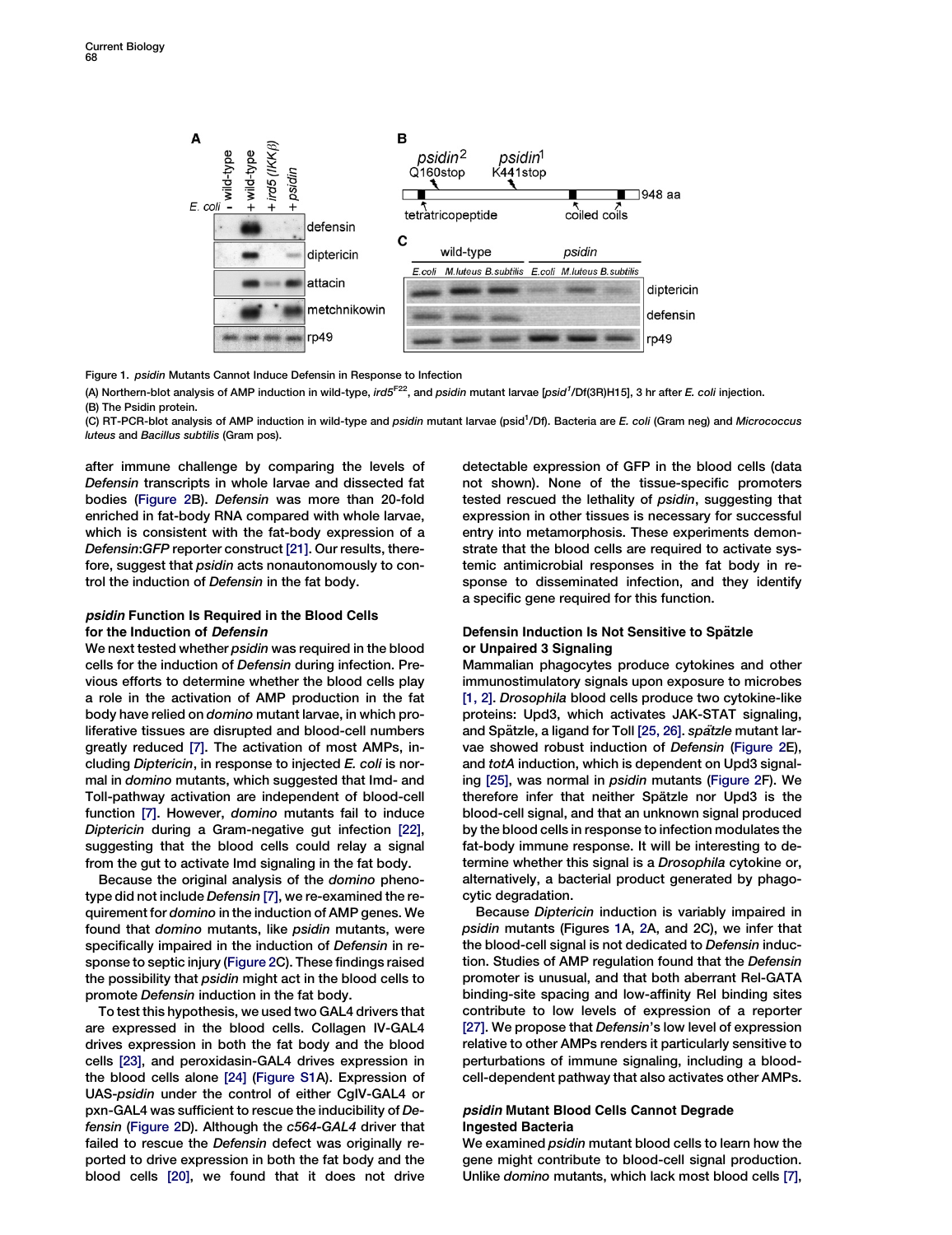Figure 1. *psidin* Mutants Cannot Induce Defensin in Response to Infection

(A) Northern-blot analysis of AMP induction in wild-type, *ird5*[F22], and *psidin* mutant larvae [*psid*[1]/Df(3R)H15], 3 hr after *E. coli* injection.

(B) The Psidin protein.

(C) RT-PCR-blot analysis of AMP induction in wild-type and *psidin* mutant larvae (psid[1]/Df). Bacteria are *E. coli* (Gram neg) and *Micrococcus luteus* and *Bacillus subtilis* (Gram pos).

after immune challenge by comparing the levels of *Defensin* transcripts in whole larvae and dissected fat bodies (Figure 2B). *Defensin* was more than 20-fold enriched in fat-body RNA compared with whole larvae, which is consistent with the fat-body expression of a *Defensin:GFP* reporter construct [21]. Our results, therefore, suggest that *psidin* acts nonautonomously to control the induction of *Defensin* in the fat body.

## *psidin* Function Is Required in the Blood Cells for the Induction of *Defensin*

We next tested whether *psidin* was required in the blood cells for the induction of *Defensin* during infection. Previous efforts to determine whether the blood cells play a role in the activation of AMP production in the fat body have relied on *domino* mutant larvae, in which proliferative tissues are disrupted and blood-cell numbers greatly reduced [7]. The activation of most AMPs, including *Diptericin*, in response to injected *E. coli* is normal in *domino* mutants, which suggested that Imd- and Toll-pathway activation are independent of blood-cell function [7]. However, *domino* mutants fail to induce *Diptericin* during a Gram-negative gut infection [22], suggesting that the blood cells could relay a signal from the gut to activate Imd signaling in the fat body.

Because the original analysis of the *domino* phenotype did not include *Defensin* [7], we re-examined the requirement for *domino* in the induction of AMP genes. We found that *domino* mutants, like *psidin* mutants, were specifically impaired in the induction of *Defensin* in response to septic injury (Figure 2C). These findings raised the possibility that *psidin* might act in the blood cells to promote *Defensin* induction in the fat body.

To test this hypothesis, we used two GAL4 drivers that are expressed in the blood cells. Collagen IV-GAL4 drives expression in both the fat body and the blood cells [23], and peroxidasin-GAL4 drives expression in the blood cells alone [24] (Figure S1A). Expression of UAS-*psidin* under the control of either CgIV-GAL4 or pxn-GAL4 was sufficient to rescue the inducibility of *Defensin* (Figure 2D). Although the *c564-GAL4* driver that failed to rescue the *Defensin* defect was originally reported to drive expression in both the fat body and the blood cells [20], we found that it does not drive detectable expression of GFP in the blood cells (data not shown). None of the tissue-specific promoters tested rescued the lethality of *psidin*, suggesting that expression in other tissues is necessary for successful entry into metamorphosis. These experiments demonstrate that the blood cells are required to activate systemic antimicrobial responses in the fat body in response to disseminated infection, and they identify a specific gene required for this function.

## Defensin Induction Is Not Sensitive to Spätzle or Unpaired 3 Signaling

Mammalian phagocytes produce cytokines and other immunostimulatory signals upon exposure to microbes [1, 2]. *Drosophila* blood cells produce two cytokine-like proteins: Upd3, which activates JAK-STAT signaling, and Spätzle, a ligand for Toll [25, 26]. *spätzle* mutant larvae showed robust induction of *Defensin* (Figure 2E), and *totA* induction, which is dependent on Upd3 signaling [25], was normal in *psidin* mutants (Figure 2F). We therefore infer that neither Spätzle nor Upd3 is the blood-cell signal, and that an unknown signal produced by the blood cells in response to infection modulates the fat-body immune response. It will be interesting to determine whether this signal is a *Drosophila* cytokine or, alternatively, a bacterial product generated by phagocytic degradation.

Because *Diptericin* induction is variably impaired in *psidin* mutants (Figures 1A, 2A, and 2C), we infer that the blood-cell signal is not dedicated to *Defensin* induction. Studies of AMP regulation found that the *Defensin* promoter is unusual, and that both aberrant Rel-GATA binding-site spacing and low-affinity Rel binding sites contribute to low levels of expression of a reporter [27]. We propose that *Defensin*'s low level of expression relative to other AMPs renders it particularly sensitive to perturbations of immune signaling, including a blood-cell-dependent pathway that also activates other AMPs.

## *psidin* Mutant Blood Cells Cannot Degrade Ingested Bacteria

We examined *psidin* mutant blood cells to learn how the gene might contribute to blood-cell signal production. Unlike *domino* mutants, which lack most blood cells [7],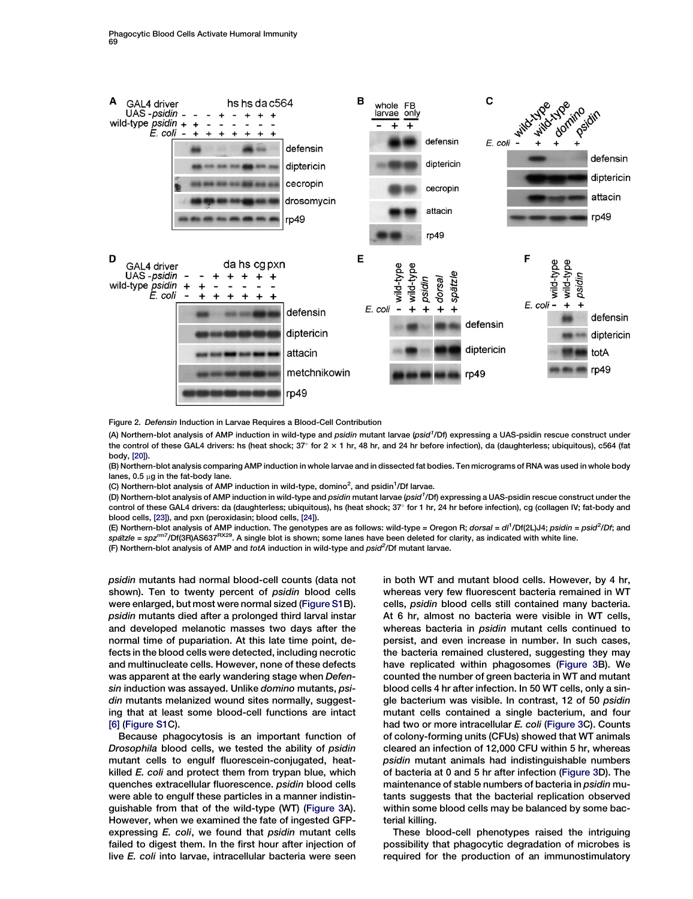Figure 2. *Defensin* Induction in Larvae Requires a Blood-Cell Contribution

(A) Northern-blot analysis of AMP induction in wild-type and *psidin* mutant larvae (*psid*$^1$/Df) expressing a UAS-psidin rescue construct under the control of these GAL4 drivers: hs (heat shock; 37° for 2 × 1 hr, 48 hr, and 24 hr before infection), da (daughterless; ubiquitous), c564 (fat body, [20]).

(B) Northern-blot analysis comparing AMP induction in whole larvae and in dissected fat bodies. Ten micrograms of RNA was used in whole body lanes, 0.5 μg in the fat-body lane.

(C) Northern-blot analysis of AMP induction in wild-type, domino$^2$, and psidin$^1$/Df larvae.

(D) Northern-blot analysis of AMP induction in wild-type and *psidin* mutant larvae (*psid*$^1$/Df) expressing a UAS-psidin rescue construct under the control of these GAL4 drivers: da (daughterless; ubiquitous), hs (heat shock; 37° for 1 hr, 24 hr before infection), cg (collagen IV; fat-body and blood cells, [23]), and pxn (peroxidasin; blood cells, [24]).

(E) Northern-blot analysis of AMP induction. The genotypes are as follows: wild-type = Oregon R; *dorsal* = *dl*$^1$/Df(2L)J4; *psidin* = *psid*$^2$/*Df*; and *spätzle* = *spz*$^{rm7}$/Df(3R)AS637$^{RX29}$. A single blot is shown; some lanes have been deleted for clarity, as indicated with white line.

(F) Northern-blot analysis of AMP and *totA* induction in wild-type and *psid*$^2$/Df mutant larvae.

*psidin* mutants had normal blood-cell counts (data not shown). Ten to twenty percent of *psidin* blood cells were enlarged, but most were normal sized (Figure S1B). *psidin* mutants died after a prolonged third larval instar and developed melanotic masses two days after the normal time of pupariation. At this late time point, defects in the blood cells were detected, including necrotic and multinucleate cells. However, none of these defects was apparent at the early wandering stage when *Defensin* induction was assayed. Unlike *domino* mutants, *psidin* mutants melanized wound sites normally, suggesting that at least some blood-cell functions are intact [6] (Figure S1C).

Because phagocytosis is an important function of *Drosophila* blood cells, we tested the ability of *psidin* mutant cells to engulf fluorescein-conjugated, heat-killed *E. coli* and protect them from trypan blue, which quenches extracellular fluorescence. *psidin* blood cells were able to engulf these particles in a manner indistinguishable from that of the wild-type (WT) (Figure 3A). However, when we examined the fate of ingested GFP-expressing *E. coli*, we found that *psidin* mutant cells failed to digest them. In the first hour after injection of live *E. coli* into larvae, intracellular bacteria were seen in both WT and mutant blood cells. However, by 4 hr, whereas very few fluorescent bacteria remained in WT cells, *psidin* blood cells still contained many bacteria. At 6 hr, almost no bacteria were visible in WT cells, whereas bacteria in *psidin* mutant cells continued to persist, and even increase in number. In such cases, the bacteria remained clustered, suggesting they may have replicated within phagosomes (Figure 3B). We counted the number of green bacteria in WT and mutant blood cells 4 hr after infection. In 50 WT cells, only a single bacterium was visible. In contrast, 12 of 50 *psidin* mutant cells contained a single bacterium, and four had two or more intracellular *E. coli* (Figure 3C). Counts of colony-forming units (CFUs) showed that WT animals cleared an infection of 12,000 CFU within 5 hr, whereas *psidin* mutant animals had indistinguishable numbers of bacteria at 0 and 5 hr after infection (Figure 3D). The maintenance of stable numbers of bacteria in *psidin* mutants suggests that the bacterial replication observed within some blood cells may be balanced by some bacterial killing.

These blood-cell phenotypes raised the intriguing possibility that phagocytic degradation of microbes is required for the production of an immunostimulatory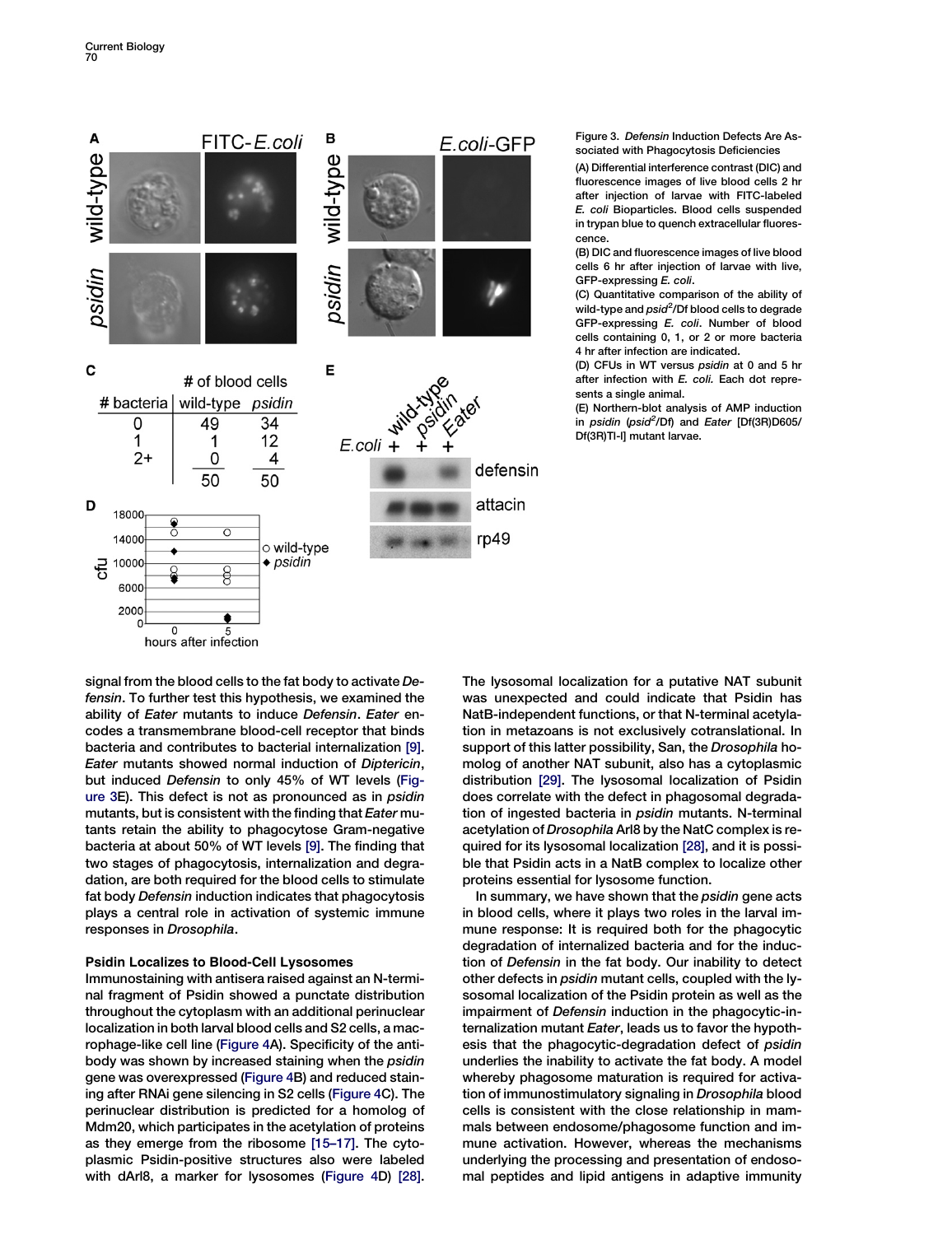Figure 3. *Defensin* Induction Defects Are Associated with Phagocytosis Deficiencies

(A) Differential interference contrast (DIC) and fluorescence images of live blood cells 2 hr after injection of larvae with FITC-labeled *E. coli* Bioparticles. Blood cells suspended in trypan blue to quench extracellular fluorescence.

(B) DIC and fluorescence images of live blood cells 6 hr after injection of larvae with live, GFP-expressing *E. coli*.

(C) Quantitative comparison of the ability of wild-type and $psid^2$/Df blood cells to degrade GFP-expressing *E. coli*. Number of blood cells containing 0, 1, or 2 or more bacteria 4 hr after infection are indicated.

(D) CFUs in WT versus *psidin* at 0 and 5 hr after infection with *E. coli.* Each dot represents a single animal.

(E) Northern-blot analysis of AMP induction in *psidin* ($psid^2$/Df) and *Eater* [Df(3R)D605/Df(3R)Tl-I] mutant larvae.

signal from the blood cells to the fat body to activate *Defensin*. To further test this hypothesis, we examined the ability of *Eater* mutants to induce *Defensin*. *Eater* encodes a transmembrane blood-cell receptor that binds bacteria and contributes to bacterial internalization [9]. *Eater* mutants showed normal induction of *Diptericin*, but induced *Defensin* to only 45% of WT levels (Figure 3E). This defect is not as pronounced as in *psidin* mutants, but is consistent with the finding that *Eater* mutants retain the ability to phagocytose Gram-negative bacteria at about 50% of WT levels [9]. The finding that two stages of phagocytosis, internalization and degradation, are both required for the blood cells to stimulate fat body *Defensin* induction indicates that phagocytosis plays a central role in activation of systemic immune responses in *Drosophila*.

### Psidin Localizes to Blood-Cell Lysosomes

Immunostaining with antisera raised against an N-terminal fragment of Psidin showed a punctate distribution throughout the cytoplasm with an additional perinuclear localization in both larval blood cells and S2 cells, a macrophage-like cell line (Figure 4A). Specificity of the antibody was shown by increased staining when the *psidin* gene was overexpressed (Figure 4B) and reduced staining after RNAi gene silencing in S2 cells (Figure 4C). The perinuclear distribution is predicted for a homolog of Mdm20, which participates in the acetylation of proteins as they emerge from the ribosome [15–17]. The cytoplasmic Psidin-positive structures also were labeled with dArl8, a marker for lysosomes (Figure 4D) [28]. The lysosomal localization for a putative NAT subunit was unexpected and could indicate that Psidin has NatB-independent functions, or that N-terminal acetylation in metazoans is not exclusively cotranslational. In support of this latter possibility, San, the *Drosophila* homolog of another NAT subunit, also has a cytoplasmic distribution [29]. The lysosomal localization of Psidin does correlate with the defect in phagosomal degradation of ingested bacteria in *psidin* mutants. N-terminal acetylation of *Drosophila* Arl8 by the NatC complex is required for its lysosomal localization [28], and it is possible that Psidin acts in a NatB complex to localize other proteins essential for lysosome function.

In summary, we have shown that the *psidin* gene acts in blood cells, where it plays two roles in the larval immune response: It is required both for the phagocytic degradation of internalized bacteria and for the induction of *Defensin* in the fat body. Our inability to detect other defects in *psidin* mutant cells, coupled with the lysosomal localization of the Psidin protein as well as the impairment of *Defensin* induction in the phagocytic-internalization mutant *Eater*, leads us to favor the hypothesis that the phagocytic-degradation defect of *psidin* underlies the inability to activate the fat body. A model whereby phagosome maturation is required for activation of immunostimulatory signaling in *Drosophila* blood cells is consistent with the close relationship in mammals between endosome/phagosome function and immune activation. However, whereas the mechanisms underlying the processing and presentation of endosomal peptides and lipid antigens in adaptive immunity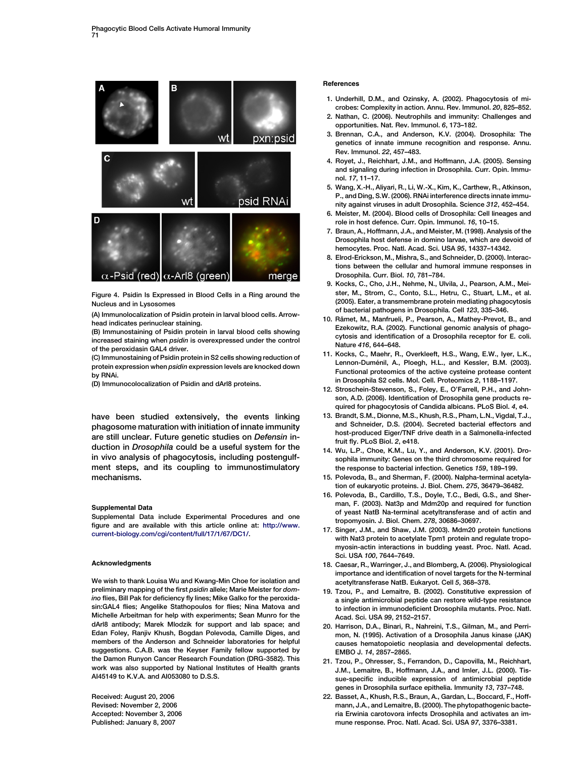Figure 4. Psidin Is Expressed in Blood Cells in a Ring around the Nucleus and in Lysosomes

(A) Immunolocalization of Psidin protein in larval blood cells. Arrowhead indicates perinuclear staining.

(B) Immunostaining of Psidin protein in larval blood cells showing increased staining when *psidin* is overexpressed under the control of the peroxidasin GAL4 driver.

(C) Immunostaining of Psidin protein in S2 cells showing reduction of protein expression when *psidin* expression levels are knocked down by RNAi.

(D) Immunocolocalization of Psidin and dArl8 proteins.

have been studied extensively, the events linking phagosome maturation with initiation of innate immunity are still unclear. Future genetic studies on *Defensin* induction in *Drosophila* could be a useful system for the in vivo analysis of phagocytosis, including postengulfment steps, and its coupling to immunostimulatory mechanisms.

### Supplemental Data

Supplemental Data include Experimental Procedures and one figure and are available with this article online at: http://www.current-biology.com/cgi/content/full/17/1/67/DC1/.

### Acknowledgments

We wish to thank Louisa Wu and Kwang-Min Choe for isolation and preliminary mapping of the first *psidin* allele; Marie Meister for *domino* flies, Bill Pak for deficiency fly lines; Mike Galko for the peroxidasin:GAL4 flies; Angelike Stathopoulos for flies; Nina Matova and Michelle Arbeitman for help with experiments; Sean Munro for the dArl8 antibody; Marek Mlodzik for support and lab space; and Edan Foley, Ranjiv Khush, Bogdan Polevoda, Camille Diges, and members of the Anderson and Schneider laboratories for helpful suggestions. C.A.B. was the Keyser Family fellow supported by the Damon Runyon Cancer Research Foundation (DRG-3582). This work was also supported by National Institutes of Health grants AI45149 to K.V.A. and AI053080 to D.S.S.

Received: August 20, 2006
Revised: November 2, 2006
Accepted: November 3, 2006
Published: January 8, 2007

### References

1. Underhill, D.M., and Ozinsky, A. (2002). Phagocytosis of microbes: Complexity in action. Annu. Rev. Immunol. *20*, 825–852.
2. Nathan, C. (2006). Neutrophils and immunity: Challenges and opportunities. Nat. Rev. Immunol. *6*, 173–182.
3. Brennan, C.A., and Anderson, K.V. (2004). Drosophila: The genetics of innate immune recognition and response. Annu. Rev. Immunol. *22*, 457–483.
4. Royet, J., Reichhart, J.M., and Hoffmann, J.A. (2005). Sensing and signaling during infection in Drosophila. Curr. Opin. Immunol. *17*, 11–17.
5. Wang, X.-H., Aliyari, R., Li, W.-X., Kim, K., Carthew, R., Atkinson, P., and Ding, S.W. (2006). RNAi interference directs innate immunity against viruses in adult Drosophila. Science *312*, 452–454.
6. Meister, M. (2004). Blood cells of Drosophila: Cell lineages and role in host defence. Curr. Opin. Immunol. *16*, 10–15.
7. Braun, A., Hoffmann, J.A., and Meister, M. (1998). Analysis of the Drosophila host defense in domino larvae, which are devoid of hemocytes. Proc. Natl. Acad. Sci. USA *95*, 14337–14342.
8. Elrod-Erickson, M., Mishra, S., and Schneider, D. (2000). Interactions between the cellular and humoral immune responses in Drosophila. Curr. Biol. *10*, 781–784.
9. Kocks, C., Cho, J.H., Nehme, N., Ulvila, J., Pearson, A.M., Meister, M., Strom, C., Conto, S.L., Hetru, C., Stuart, L.M., et al. (2005). Eater, a transmembrane protein mediating phagocytosis of bacterial pathogens in Drosophila. Cell *123*, 335–346.
10. Rämet, M., Manfrueli, P., Pearson, A., Mathey-Prevot, B., and Ezekowitz, R.A. (2002). Functional genomic analysis of phagocytosis and identification of a Drosophila receptor for E. coli. Nature *416*, 644–648.
11. Kocks, C., Maehr, R., Overkleeft, H.S., Wang, E.W., Iyer, L.K., Lennon-Duménil, A., Ploegh, H.L., and Kessler, B.M. (2003). Functional proteomics of the active cysteine protease content in Drosophila S2 cells. Mol. Cell. Proteomics *2*, 1188–1197.
12. Stroschein-Stevenson, S., Foley, E., O'Farrell, P.H., and Johnson, A.D. (2006). Identification of Drosophila gene products required for phagocytosis of Candida albicans. PLoS Biol. *4*, e4.
13. Brandt, S.M., Dionne, M.S., Khush, R.S., Pham, L.N., Vigdal, T.J., and Schneider, D.S. (2004). Secreted bacterial effectors and host-produced Eiger/TNF drive death in a Salmonella-infected fruit fly. PLoS Biol. *2*, e418.
14. Wu, L.P., Choe, K.M., Lu, Y., and Anderson, K.V. (2001). Drosophila immunity: Genes on the third chromosome required for the response to bacterial infection. Genetics *159*, 189–199.
15. Polevoda, B., and Sherman, F. (2000). Nalpha-terminal acetylation of eukaryotic proteins. J. Biol. Chem. *275*, 36479–36482.
16. Polevoda, B., Cardillo, T.S., Doyle, T.C., Bedi, G.S., and Sherman, F. (2003). Nat3p and Mdm20p and required for function of yeast NatB Na-terminal acetyltransferase and of actin and tropomyosin. J. Biol. Chem. *278*, 30686–30697.
17. Singer, J.M., and Shaw, J.M. (2003). Mdm20 protein functions with Nat3 protein to acetylate Tpm1 protein and regulate tropomyosin-actin interactions in budding yeast. Proc. Natl. Acad. Sci. USA *100*, 7644–7649.
18. Caesar, R., Warringer, J., and Blomberg, A. (2006). Physiological importance and identification of novel targets for the N-terminal acetyltransferase NatB. Eukaryot. Cell *5*, 368–378.
19. Tzou, P., and Lemaitre, B. (2002). Constitutive expression of a single antimicrobial peptide can restore wild-type resistance to infection in immunodeficient Drosophila mutants. Proc. Natl. Acad. Sci. USA *99*, 2152–2157.
20. Harrison, D.A., Binari, R., Nahreini, T.S., Gilman, M., and Perrimon, N. (1995). Activation of a Drosophila Janus kinase (JAK) causes hematopoietic neoplasia and developmental defects. EMBO J. *14*, 2857–2865.
21. Tzou, P., Ohresser, S., Ferrandon, D., Capovilla, M., Reichhart, J.M., Lemaitre, B., Hoffmann, J.A., and Imler, J.L. (2000). Tissue-specific inducible expression of antimicrobial peptide genes in Drosophila surface epithelia. Immunity *13*, 737–748.
22. Basset, A., Khush, R.S., Braun, A., Gardan, L., Boccard, F., Hoffmann, J.A., and Lemaitre, B. (2000). The phytopathogenic bacteria Erwinia carotovora infects Drosophila and activates an immune response. Proc. Natl. Acad. Sci. USA *97*, 3376–3381.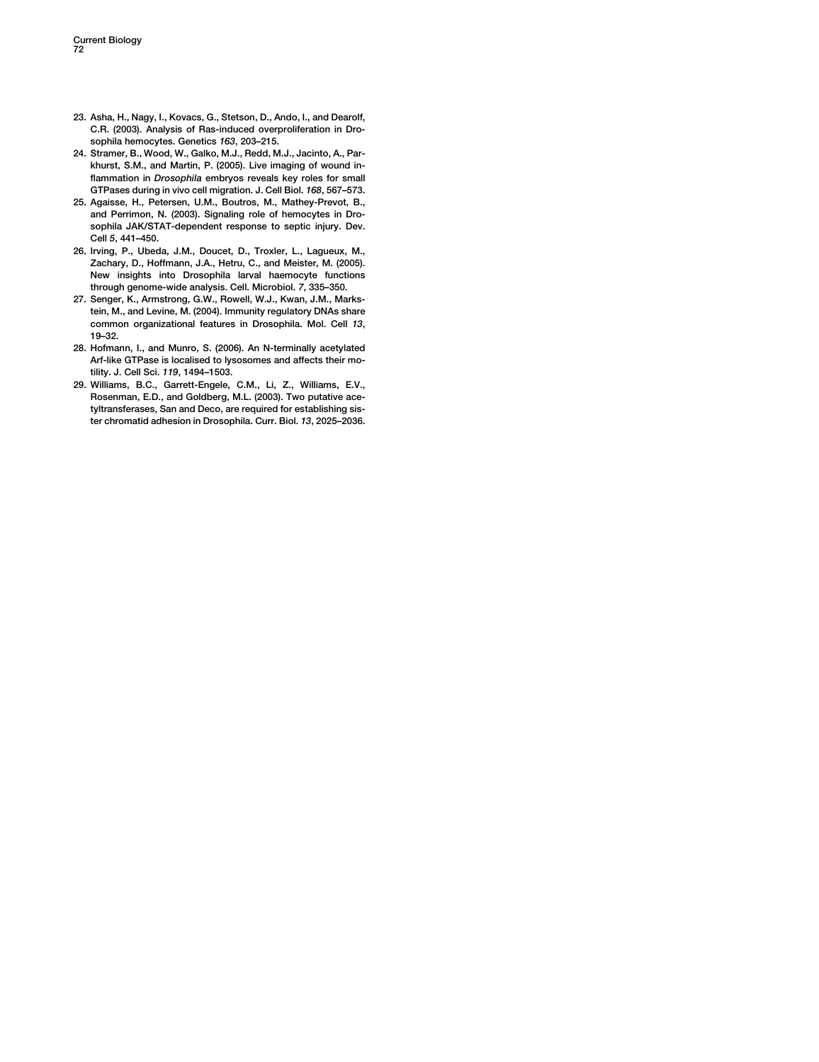23. Asha, H., Nagy, I., Kovacs, G., Stetson, D., Ando, I., and Dearolf, C.R. (2003). Analysis of Ras-induced overproliferation in Drosophila hemocytes. Genetics *163*, 203–215.
24. Stramer, B., Wood, W., Galko, M.J., Redd, M.J., Jacinto, A., Parkhurst, S.M., and Martin, P. (2005). Live imaging of wound inflammation in *Drosophila* embryos reveals key roles for small GTPases during in vivo cell migration. J. Cell Biol. *168*, 567–573.
25. Agaisse, H., Petersen, U.M., Boutros, M., Mathey-Prevot, B., and Perrimon, N. (2003). Signaling role of hemocytes in Drosophila JAK/STAT-dependent response to septic injury. Dev. Cell *5*, 441–450.
26. Irving, P., Ubeda, J.M., Doucet, D., Troxler, L., Lagueux, M., Zachary, D., Hoffmann, J.A., Hetru, C., and Meister, M. (2005). New insights into Drosophila larval haemocyte functions through genome-wide analysis. Cell. Microbiol. *7*, 335–350.
27. Senger, K., Armstrong, G.W., Rowell, W.J., Kwan, J.M., Markstein, M., and Levine, M. (2004). Immunity regulatory DNAs share common organizational features in Drosophila. Mol. Cell *13*, 19–32.
28. Hofmann, I., and Munro, S. (2006). An N-terminally acetylated Arf-like GTPase is localised to lysosomes and affects their motility. J. Cell Sci. *119*, 1494–1503.
29. Williams, B.C., Garrett-Engele, C.M., Li, Z., Williams, E.V., Rosenman, E.D., and Goldberg, M.L. (2003). Two putative acetyltransferases, San and Deco, are required for establishing sister chromatid adhesion in Drosophila. Curr. Biol. *13*, 2025–2036.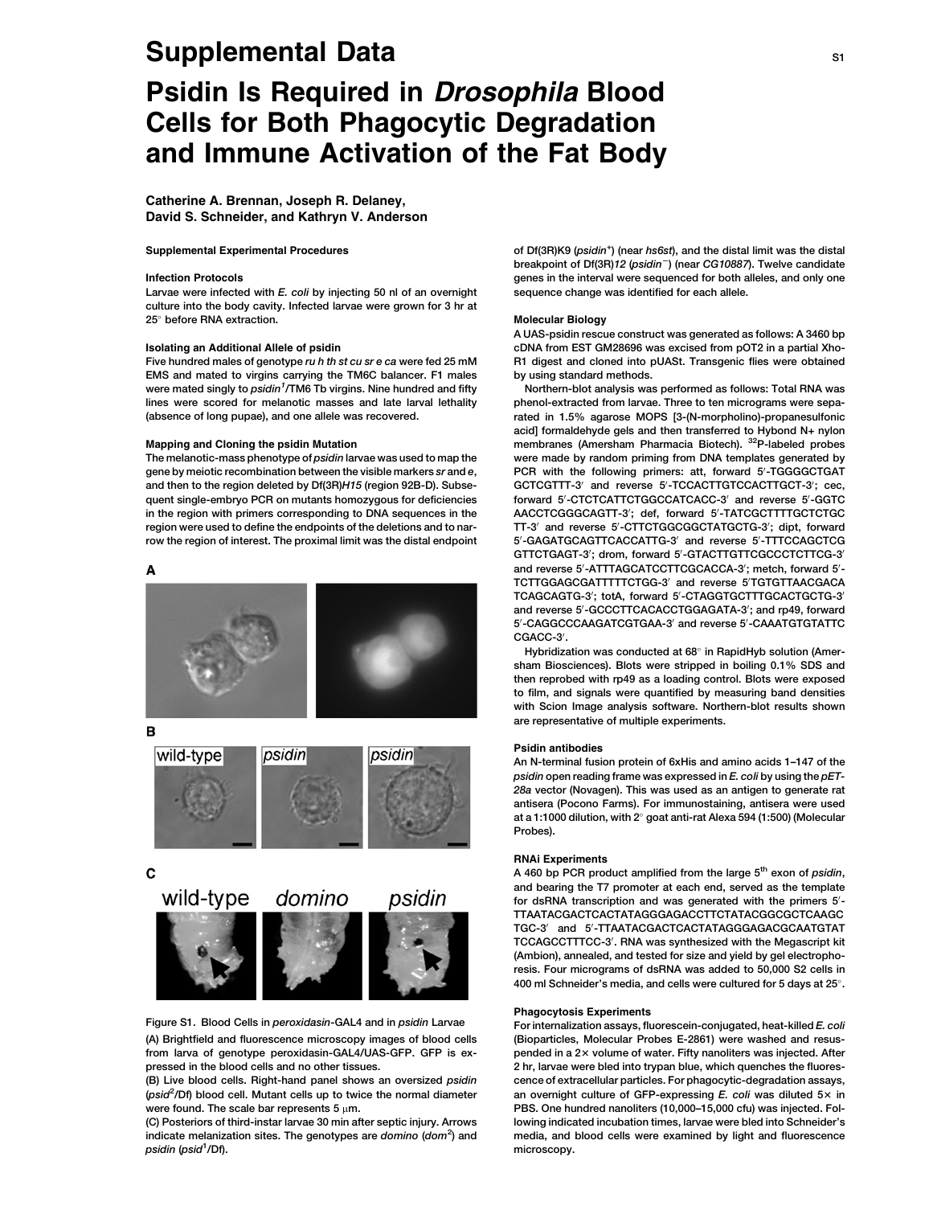# Supplemental Data

# Psidin Is Required in *Drosophila* Blood Cells for Both Phagocytic Degradation and Immune Activation of the Fat Body

**Catherine A. Brennan, Joseph R. Delaney, David S. Schneider, and Kathryn V. Anderson**

## Supplemental Experimental Procedures

### Infection Protocols

Larvae were infected with *E. coli* by injecting 50 nl of an overnight culture into the body cavity. Infected larvae were grown for 3 hr at 25° before RNA extraction.

### Isolating an Additional Allele of psidin

Five hundred males of genotype *ru h th st cu sr e ca* were fed 25 mM EMS and mated to virgins carrying the TM6C balancer. F1 males were mated singly to *psidin*[1]/TM6 Tb virgins. Nine hundred and fifty lines were scored for melanotic masses and late larval lethality (absence of long pupae), and one allele was recovered.

### Mapping and Cloning the psidin Mutation

The melanotic-mass phenotype of *psidin* larvae was used to map the gene by meiotic recombination between the visible markers *sr* and *e*, and then to the region deleted by Df(3R)*H15* (region 92B-D). Subsequent single-embryo PCR on mutants homozygous for deficiencies in the region with primers corresponding to DNA sequences in the region were used to define the endpoints of the deletions and to narrow the region of interest. The proximal limit was the distal endpoint of Df(3R)K9 (*psidin*$^+$) (near *hs6st*), and the distal limit was the distal breakpoint of Df(3R)*12* (*psidin*$^-$) (near *CG10887*). Twelve candidate genes in the interval were sequenced for both alleles, and only one sequence change was identified for each allele.

A

wild-type psidin psidin

B

wild-type domino psidin

C

Figure S1. Blood Cells in *peroxidasin*-GAL4 and in *psidin* Larvae

(A) Brightfield and fluorescence microscopy images of blood cells from larva of genotype peroxidasin-GAL4/UAS-GFP. GFP is expressed in the blood cells and no other tissues.

(B) Live blood cells. Right-hand panel shows an oversized *psidin* (*psid*[2]/Df) blood cell. Mutant cells up to twice the normal diameter were found. The scale bar represents 5 μm.

(C) Posteriors of third-instar larvae 30 min after septic injury. Arrows indicate melanization sites. The genotypes are *domino* (*dom*[2]) and *psidin* (*psid*[1]/Df).

### Molecular Biology

A UAS-psidin rescue construct was generated as follows: A 3460 bp cDNA from EST GM28696 was excised from pOT2 in a partial XhoR1 digest and cloned into pUASt. Transgenic flies were obtained by using standard methods.

Northern-blot analysis was performed as follows: Total RNA was phenol-extracted from larvae. Three to ten micrograms were separated in 1.5% agarose MOPS [3-(N-morpholino)-propanesulfonic acid] formaldehyde gels and then transferred to Hybond N+ nylon membranes (Amersham Pharmacia Biotech). $^{32}$P-labeled probes were made by random priming from DNA templates generated by PCR with the following primers: att, forward 5′-TGGGGCTGATGCTCGTTT-3′ and reverse 5′-TCCACTTGTCCACTTGCT-3′; cec, forward 5′-CTCTCATTCTGGCCATCACC-3′ and reverse 5′-GGTCAACCTCGGGCAGTT-3′; def, forward 5′-TATCGCTTTTGCTCTGCTT-3′ and reverse 5′-CTTCTGGCGGCTATGCTG-3′; dipt, forward 5′-GAGATGCAGTTCACCATTG-3′ and reverse 5′-TTTCCAGCTCGGTTCTGAGT-3′; drom, forward 5′-GTACTTGTTCGCCCTCTTCG-3′ and reverse 5′-ATTTAGCATCCTTCGCACCA-3′; metch, forward 5′-TCTTGGAGCGATTTTTCTGG-3′ and reverse 5′TGTGTTAACGACATCAGCAGTG-3′; totA, forward 5′-CTAGGTGCTTTGCACTGCTG-3′ and reverse 5′-GCCCTTCACACCTGGAGATA-3′; and rp49, forward 5′-CAGGCCCAAGATCGTGAA-3′ and reverse 5′-CAAATGTGTATTCCGACC-3′.

Hybridization was conducted at 68° in RapidHyb solution (Amersham Biosciences). Blots were stripped in boiling 0.1% SDS and then reprobed with rp49 as a loading control. Blots were exposed to film, and signals were quantified by measuring band densities with Scion Image analysis software. Northern-blot results shown are representative of multiple experiments.

### Psidin antibodies

An N-terminal fusion protein of 6xHis and amino acids 1–147 of the *psidin* open reading frame was expressed in *E. coli* by using the *pET-28a* vector (Novagen). This was used as an antigen to generate rat antisera (Pocono Farms). For immunostaining, antisera were used at a 1:1000 dilution, with 2° goat anti-rat Alexa 594 (1:500) (Molecular Probes).

### RNAi Experiments

A 460 bp PCR product amplified from the large 5$^{th}$ exon of *psidin*, and bearing the T7 promoter at each end, served as the template for dsRNA transcription and was generated with the primers 5′-TTAATACGACTCACTATAGGGAGACCTTCTATACGGCGCTCAAGCTGC-3′ and 5′-TTAATACGACTCACTATAGGGAGACGCAATGTATTCCAGCCTTTCC-3′. RNA was synthesized with the Megascript kit (Ambion), annealed, and tested for size and yield by gel electrophoresis. Four micrograms of dsRNA was added to 50,000 S2 cells in 400 ml Schneider's media, and cells were cultured for 5 days at 25°.

### Phagocytosis Experiments

For internalization assays, fluorescein-conjugated, heat-killed *E. coli* (Bioparticles, Molecular Probes E-2861) were washed and resuspended in a 2× volume of water. Fifty nanoliters was injected. After 2 hr, larvae were bled into trypan blue, which quenches the fluorescence of extracellular particles. For phagocytic-degradation assays, an overnight culture of GFP-expressing *E. coli* was diluted 5× in PBS. One hundred nanoliters (10,000–15,000 cfu) was injected. Following indicated incubation times, larvae were bled into Schneider's media, and blood cells were examined by light and fluorescence microscopy.